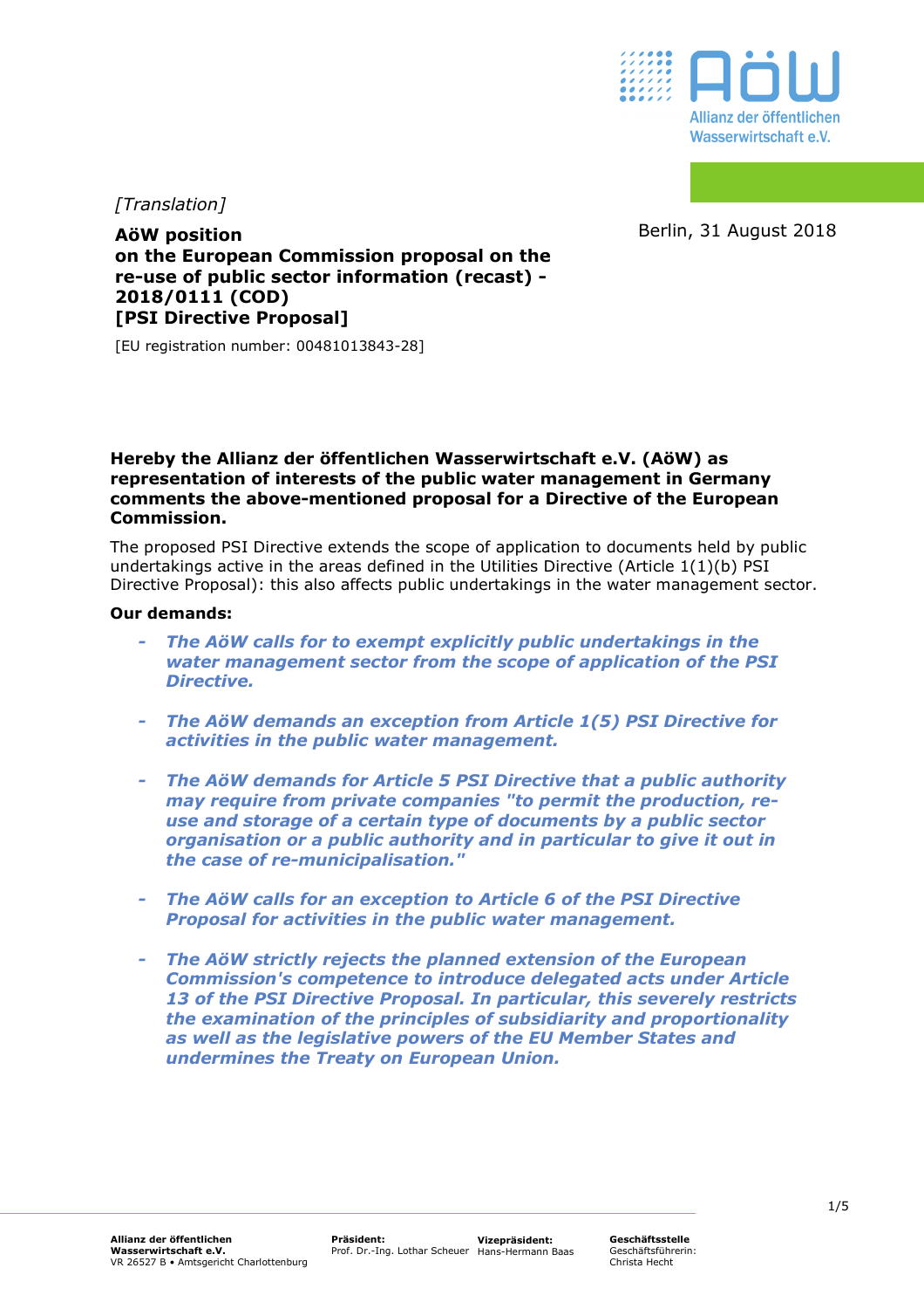*[Translation]*

Berlin, 31 August 2018

**AöW position**
**on the European Commission proposal on the re-use of public sector information (recast) - 2018/0111 (COD)**
**[PSI Directive Proposal]**

[EU registration number: 00481013843-28]

**Hereby the Allianz der öffentlichen Wasserwirtschaft e.V. (AöW) as representation of interests of the public water management in Germany comments the above-mentioned proposal for a Directive of the European Commission.**

The proposed PSI Directive extends the scope of application to documents held by public undertakings active in the areas defined in the Utilities Directive (Article 1(1)(b) PSI Directive Proposal): this also affects public undertakings in the water management sector.

**Our demands:**

- ***The AöW calls for to exempt explicitly public undertakings in the water management sector from the scope of application of the PSI Directive.***
- ***The AöW demands an exception from Article 1(5) PSI Directive for activities in the public water management.***
- ***The AöW demands for Article 5 PSI Directive that a public authority may require from private companies "to permit the production, re-use and storage of a certain type of documents by a public sector organisation or a public authority and in particular to give it out in the case of re-municipalisation."***
- ***The AöW calls for an exception to Article 6 of the PSI Directive Proposal for activities in the public water management.***
- ***The AöW strictly rejects the planned extension of the European Commission's competence to introduce delegated acts under Article 13 of the PSI Directive Proposal. In particular, this severely restricts the examination of the principles of subsidiarity and proportionality as well as the legislative powers of the EU Member States and undermines the Treaty on European Union.***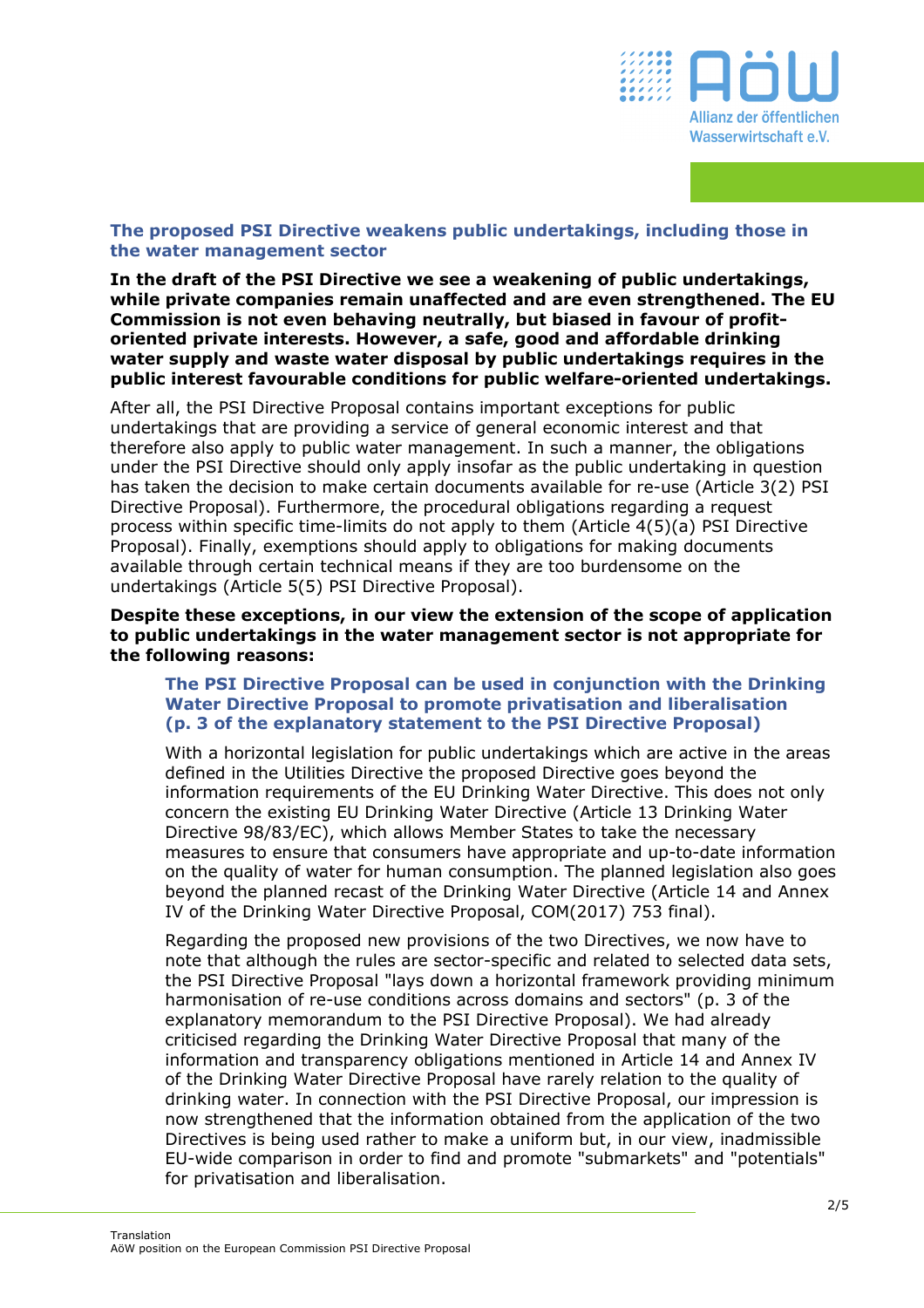## The proposed PSI Directive weakens public undertakings, including those in the water management sector

**In the draft of the PSI Directive we see a weakening of public undertakings, while private companies remain unaffected and are even strengthened. The EU Commission is not even behaving neutrally, but biased in favour of profit-oriented private interests. However, a safe, good and affordable drinking water supply and waste water disposal by public undertakings requires in the public interest favourable conditions for public welfare-oriented undertakings.**

After all, the PSI Directive Proposal contains important exceptions for public undertakings that are providing a service of general economic interest and that therefore also apply to public water management. In such a manner, the obligations under the PSI Directive should only apply insofar as the public undertaking in question has taken the decision to make certain documents available for re-use (Article 3(2) PSI Directive Proposal). Furthermore, the procedural obligations regarding a request process within specific time-limits do not apply to them (Article 4(5)(a) PSI Directive Proposal). Finally, exemptions should apply to obligations for making documents available through certain technical means if they are too burdensome on the undertakings (Article 5(5) PSI Directive Proposal).

**Despite these exceptions, in our view the extension of the scope of application to public undertakings in the water management sector is not appropriate for the following reasons:**

### The PSI Directive Proposal can be used in conjunction with the Drinking Water Directive Proposal to promote privatisation and liberalisation (p. 3 of the explanatory statement to the PSI Directive Proposal)

With a horizontal legislation for public undertakings which are active in the areas defined in the Utilities Directive the proposed Directive goes beyond the information requirements of the EU Drinking Water Directive. This does not only concern the existing EU Drinking Water Directive (Article 13 Drinking Water Directive 98/83/EC), which allows Member States to take the necessary measures to ensure that consumers have appropriate and up-to-date information on the quality of water for human consumption. The planned legislation also goes beyond the planned recast of the Drinking Water Directive (Article 14 and Annex IV of the Drinking Water Directive Proposal, COM(2017) 753 final).

Regarding the proposed new provisions of the two Directives, we now have to note that although the rules are sector-specific and related to selected data sets, the PSI Directive Proposal "lays down a horizontal framework providing minimum harmonisation of re-use conditions across domains and sectors" (p. 3 of the explanatory memorandum to the PSI Directive Proposal). We had already criticised regarding the Drinking Water Directive Proposal that many of the information and transparency obligations mentioned in Article 14 and Annex IV of the Drinking Water Directive Proposal have rarely relation to the quality of drinking water. In connection with the PSI Directive Proposal, our impression is now strengthened that the information obtained from the application of the two Directives is being used rather to make a uniform but, in our view, inadmissible EU-wide comparison in order to find and promote "submarkets" and "potentials" for privatisation and liberalisation.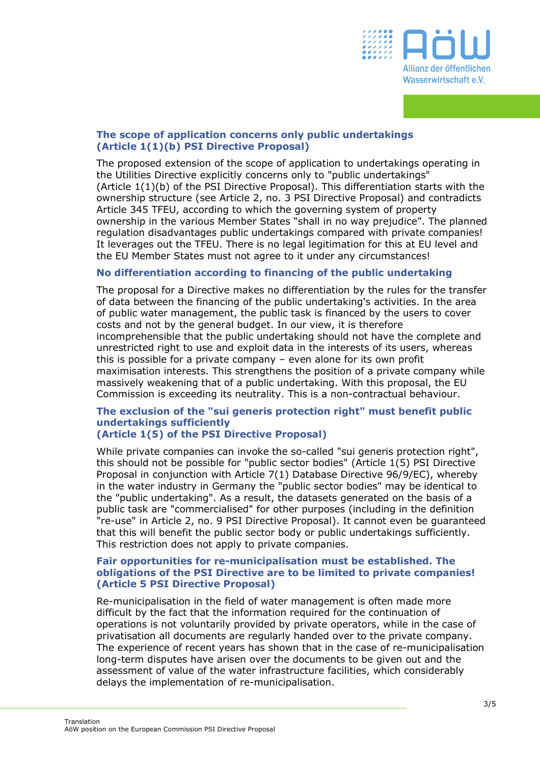### The scope of application concerns only public undertakings (Article 1(1)(b) PSI Directive Proposal)

The proposed extension of the scope of application to undertakings operating in the Utilities Directive explicitly concerns only to "public undertakings" (Article 1(1)(b) of the PSI Directive Proposal). This differentiation starts with the ownership structure (see Article 2, no. 3 PSI Directive Proposal) and contradicts Article 345 TFEU, according to which the governing system of property ownership in the various Member States "shall in no way prejudice". The planned regulation disadvantages public undertakings compared with private companies! It leverages out the TFEU. There is no legal legitimation for this at EU level and the EU Member States must not agree to it under any circumstances!

### No differentiation according to financing of the public undertaking

The proposal for a Directive makes no differentiation by the rules for the transfer of data between the financing of the public undertaking's activities. In the area of public water management, the public task is financed by the users to cover costs and not by the general budget. In our view, it is therefore incomprehensible that the public undertaking should not have the complete and unrestricted right to use and exploit data in the interests of its users, whereas this is possible for a private company – even alone for its own profit maximisation interests. This strengthens the position of a private company while massively weakening that of a public undertaking. With this proposal, the EU Commission is exceeding its neutrality. This is a non-contractual behaviour.

### The exclusion of the "sui generis protection right" must benefit public undertakings sufficiently (Article 1(5) of the PSI Directive Proposal)

While private companies can invoke the so-called "sui generis protection right", this should not be possible for "public sector bodies" (Article 1(5) PSI Directive Proposal in conjunction with Article 7(1) Database Directive 96/9/EC), whereby in the water industry in Germany the "public sector bodies" may be identical to the "public undertaking". As a result, the datasets generated on the basis of a public task are "commercialised" for other purposes (including in the definition "re-use" in Article 2, no. 9 PSI Directive Proposal). It cannot even be guaranteed that this will benefit the public sector body or public undertakings sufficiently. This restriction does not apply to private companies.

### Fair opportunities for re-municipalisation must be established. The obligations of the PSI Directive are to be limited to private companies! (Article 5 PSI Directive Proposal)

Re-municipalisation in the field of water management is often made more difficult by the fact that the information required for the continuation of operations is not voluntarily provided by private operators, while in the case of privatisation all documents are regularly handed over to the private company. The experience of recent years has shown that in the case of re-municipalisation long-term disputes have arisen over the documents to be given out and the assessment of value of the water infrastructure facilities, which considerably delays the implementation of re-municipalisation.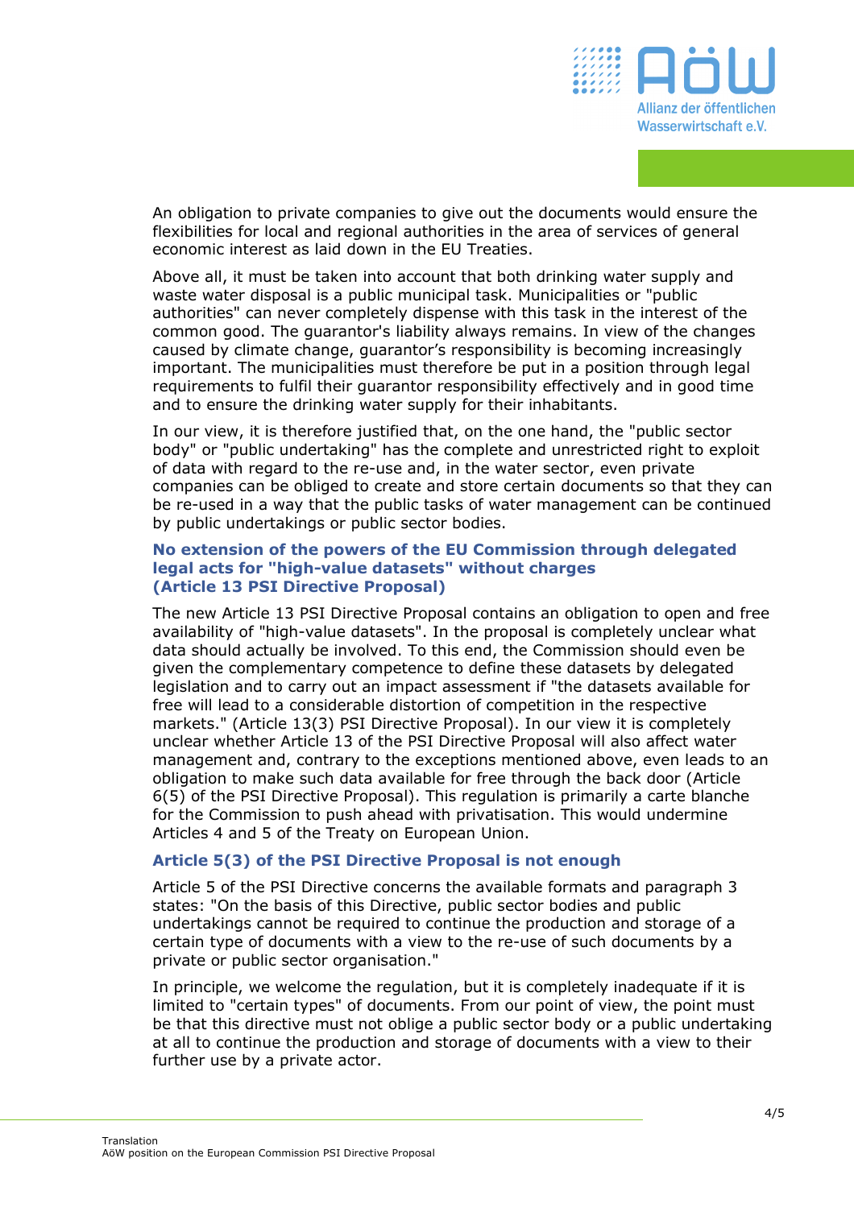An obligation to private companies to give out the documents would ensure the flexibilities for local and regional authorities in the area of services of general economic interest as laid down in the EU Treaties.

Above all, it must be taken into account that both drinking water supply and waste water disposal is a public municipal task. Municipalities or "public authorities" can never completely dispense with this task in the interest of the common good. The guarantor's liability always remains. In view of the changes caused by climate change, guarantor's responsibility is becoming increasingly important. The municipalities must therefore be put in a position through legal requirements to fulfil their guarantor responsibility effectively and in good time and to ensure the drinking water supply for their inhabitants.

In our view, it is therefore justified that, on the one hand, the "public sector body" or "public undertaking" has the complete and unrestricted right to exploit of data with regard to the re-use and, in the water sector, even private companies can be obliged to create and store certain documents so that they can be re-used in a way that the public tasks of water management can be continued by public undertakings or public sector bodies.

## No extension of the powers of the EU Commission through delegated legal acts for "high-value datasets" without charges (Article 13 PSI Directive Proposal)

The new Article 13 PSI Directive Proposal contains an obligation to open and free availability of "high-value datasets". In the proposal is completely unclear what data should actually be involved. To this end, the Commission should even be given the complementary competence to define these datasets by delegated legislation and to carry out an impact assessment if "the datasets available for free will lead to a considerable distortion of competition in the respective markets." (Article 13(3) PSI Directive Proposal). In our view it is completely unclear whether Article 13 of the PSI Directive Proposal will also affect water management and, contrary to the exceptions mentioned above, even leads to an obligation to make such data available for free through the back door (Article 6(5) of the PSI Directive Proposal). This regulation is primarily a carte blanche for the Commission to push ahead with privatisation. This would undermine Articles 4 and 5 of the Treaty on European Union.

## Article 5(3) of the PSI Directive Proposal is not enough

Article 5 of the PSI Directive concerns the available formats and paragraph 3 states: "On the basis of this Directive, public sector bodies and public undertakings cannot be required to continue the production and storage of a certain type of documents with a view to the re-use of such documents by a private or public sector organisation."

In principle, we welcome the regulation, but it is completely inadequate if it is limited to "certain types" of documents. From our point of view, the point must be that this directive must not oblige a public sector body or a public undertaking at all to continue the production and storage of documents with a view to their further use by a private actor.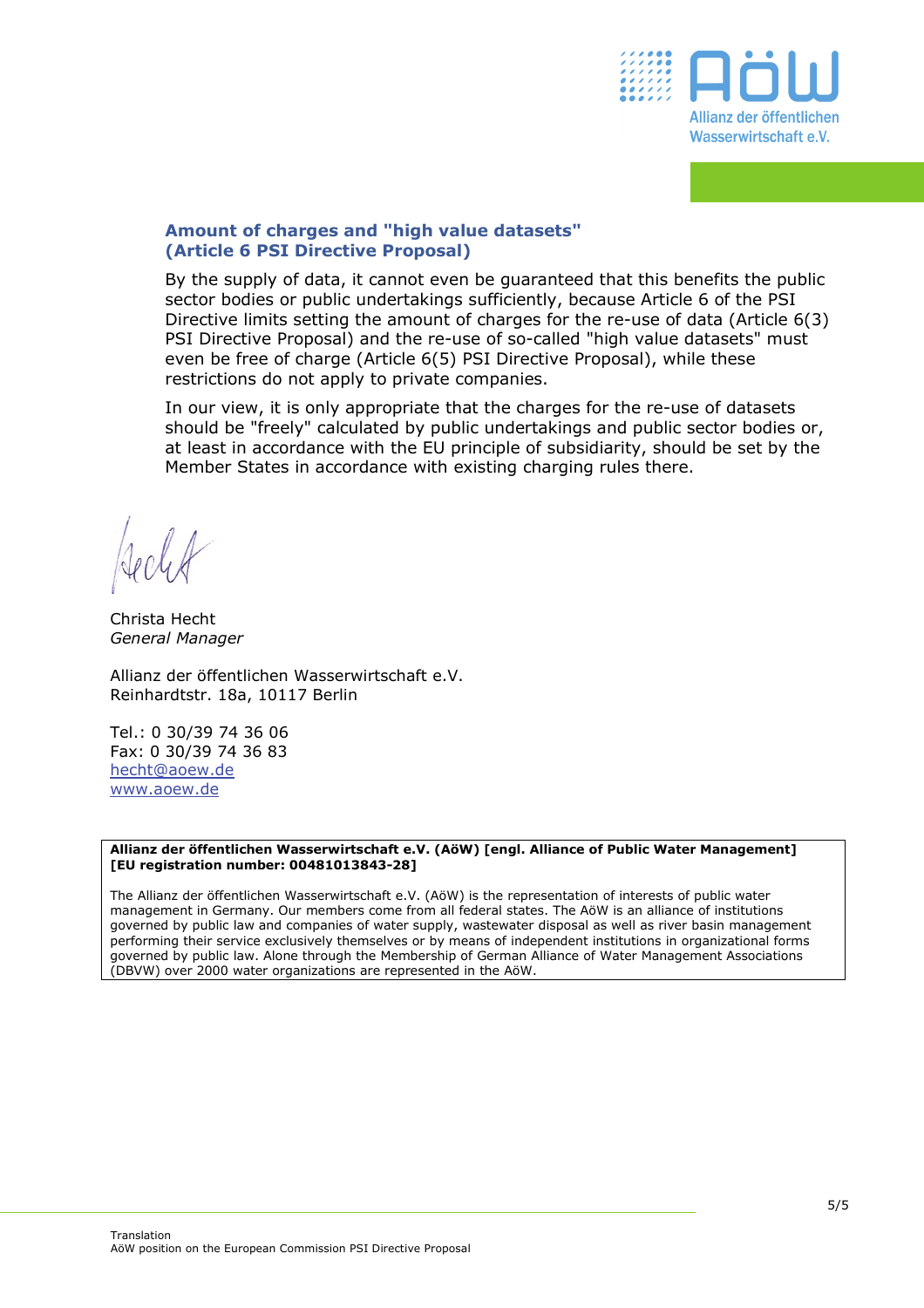### Amount of charges and "high value datasets" (Article 6 PSI Directive Proposal)

By the supply of data, it cannot even be guaranteed that this benefits the public sector bodies or public undertakings sufficiently, because Article 6 of the PSI Directive limits setting the amount of charges for the re-use of data (Article 6(3) PSI Directive Proposal) and the re-use of so-called "high value datasets" must even be free of charge (Article 6(5) PSI Directive Proposal), while these restrictions do not apply to private companies.

In our view, it is only appropriate that the charges for the re-use of datasets should be "freely" calculated by public undertakings and public sector bodies or, at least in accordance with the EU principle of subsidiarity, should be set by the Member States in accordance with existing charging rules there.

Christa Hecht
*General Manager*

Allianz der öffentlichen Wasserwirtschaft e.V.
Reinhardtstr. 18a, 10117 Berlin

Tel.: 0 30/39 74 36 06
Fax: 0 30/39 74 36 83
hecht@aoew.de
www.aoew.de

**Allianz der öffentlichen Wasserwirtschaft e.V. (AöW) [engl. Alliance of Public Water Management] [EU registration number: 00481013843-28]**

The Allianz der öffentlichen Wasserwirtschaft e.V. (AöW) is the representation of interests of public water management in Germany. Our members come from all federal states. The AöW is an alliance of institutions governed by public law and companies of water supply, wastewater disposal as well as river basin management performing their service exclusively themselves or by means of independent institutions in organizational forms governed by public law. Alone through the Membership of German Alliance of Water Management Associations (DBVW) over 2000 water organizations are represented in the AöW.